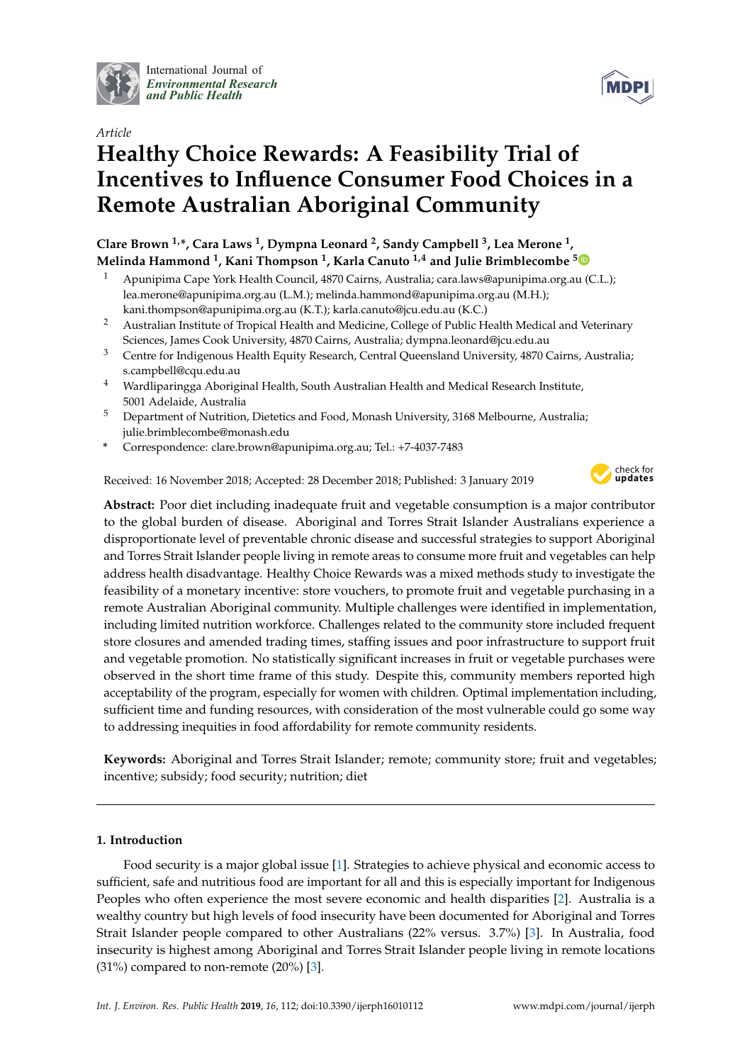International Journal of *Environmental Research and Public Health*

*Article*

# Healthy Choice Rewards: A Feasibility Trial of Incentives to Influence Consumer Food Choices in a Remote Australian Aboriginal Community

**Clare Brown [1,*], Cara Laws [1], Dympna Leonard [2], Sandy Campbell [3], Lea Merone [1], Melinda Hammond [1], Kani Thompson [1], Karla Canuto [1,4] and Julie Brimblecombe [5]**

1. Apunipima Cape York Health Council, 4870 Cairns, Australia; cara.laws@apunipima.org.au (C.L.); lea.merone@apunipima.org.au (L.M.); melinda.hammond@apunipima.org.au (M.H.); kani.thompson@apunipima.org.au (K.T.); karla.canuto@jcu.edu.au (K.C.)
2. Australian Institute of Tropical Health and Medicine, College of Public Health Medical and Veterinary Sciences, James Cook University, 4870 Cairns, Australia; dympna.leonard@jcu.edu.au
3. Centre for Indigenous Health Equity Research, Central Queensland University, 4870 Cairns, Australia; s.campbell@cqu.edu.au
4. Wardliparingga Aboriginal Health, South Australian Health and Medical Research Institute, 5001 Adelaide, Australia
5. Department of Nutrition, Dietetics and Food, Monash University, 3168 Melbourne, Australia; julie.brimblecombe@monash.edu

\* Correspondence: clare.brown@apunipima.org.au; Tel.: +7-4037-7483

Received: 16 November 2018; Accepted: 28 December 2018; Published: 3 January 2019

**Abstract:** Poor diet including inadequate fruit and vegetable consumption is a major contributor to the global burden of disease. Aboriginal and Torres Strait Islander Australians experience a disproportionate level of preventable chronic disease and successful strategies to support Aboriginal and Torres Strait Islander people living in remote areas to consume more fruit and vegetables can help address health disadvantage. Healthy Choice Rewards was a mixed methods study to investigate the feasibility of a monetary incentive: store vouchers, to promote fruit and vegetable purchasing in a remote Australian Aboriginal community. Multiple challenges were identified in implementation, including limited nutrition workforce. Challenges related to the community store included frequent store closures and amended trading times, staffing issues and poor infrastructure to support fruit and vegetable promotion. No statistically significant increases in fruit or vegetable purchases were observed in the short time frame of this study. Despite this, community members reported high acceptability of the program, especially for women with children. Optimal implementation including, sufficient time and funding resources, with consideration of the most vulnerable could go some way to addressing inequities in food affordability for remote community residents.

**Keywords:** Aboriginal and Torres Strait Islander; remote; community store; fruit and vegetables; incentive; subsidy; food security; nutrition; diet

## 1. Introduction

Food security is a major global issue [1]. Strategies to achieve physical and economic access to sufficient, safe and nutritious food are important for all and this is especially important for Indigenous Peoples who often experience the most severe economic and health disparities [2]. Australia is a wealthy country but high levels of food insecurity have been documented for Aboriginal and Torres Strait Islander people compared to other Australians (22% versus. 3.7%) [3]. In Australia, food insecurity is highest among Aboriginal and Torres Strait Islander people living in remote locations (31%) compared to non-remote (20%) [3].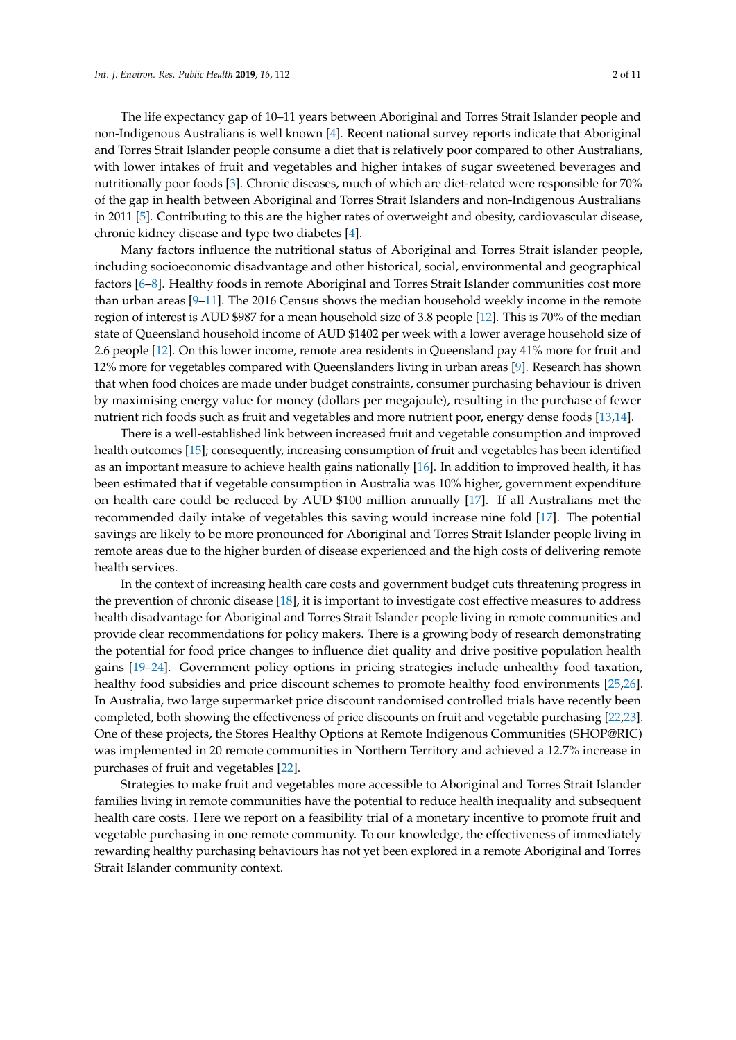The life expectancy gap of 10–11 years between Aboriginal and Torres Strait Islander people and non-Indigenous Australians is well known [4]. Recent national survey reports indicate that Aboriginal and Torres Strait Islander people consume a diet that is relatively poor compared to other Australians, with lower intakes of fruit and vegetables and higher intakes of sugar sweetened beverages and nutritionally poor foods [3]. Chronic diseases, much of which are diet-related were responsible for 70% of the gap in health between Aboriginal and Torres Strait Islanders and non-Indigenous Australians in 2011 [5]. Contributing to this are the higher rates of overweight and obesity, cardiovascular disease, chronic kidney disease and type two diabetes [4].

Many factors influence the nutritional status of Aboriginal and Torres Strait islander people, including socioeconomic disadvantage and other historical, social, environmental and geographical factors [6–8]. Healthy foods in remote Aboriginal and Torres Strait Islander communities cost more than urban areas [9–11]. The 2016 Census shows the median household weekly income in the remote region of interest is AUD $987 for a mean household size of 3.8 people [12]. This is 70% of the median state of Queensland household income of AUD $1402 per week with a lower average household size of 2.6 people [12]. On this lower income, remote area residents in Queensland pay 41% more for fruit and 12% more for vegetables compared with Queenslanders living in urban areas [9]. Research has shown that when food choices are made under budget constraints, consumer purchasing behaviour is driven by maximising energy value for money (dollars per megajoule), resulting in the purchase of fewer nutrient rich foods such as fruit and vegetables and more nutrient poor, energy dense foods [13,14].

There is a well-established link between increased fruit and vegetable consumption and improved health outcomes [15]; consequently, increasing consumption of fruit and vegetables has been identified as an important measure to achieve health gains nationally [16]. In addition to improved health, it has been estimated that if vegetable consumption in Australia was 10% higher, government expenditure on health care could be reduced by AUD $100 million annually [17]. If all Australians met the recommended daily intake of vegetables this saving would increase nine fold [17]. The potential savings are likely to be more pronounced for Aboriginal and Torres Strait Islander people living in remote areas due to the higher burden of disease experienced and the high costs of delivering remote health services.

In the context of increasing health care costs and government budget cuts threatening progress in the prevention of chronic disease [18], it is important to investigate cost effective measures to address health disadvantage for Aboriginal and Torres Strait Islander people living in remote communities and provide clear recommendations for policy makers. There is a growing body of research demonstrating the potential for food price changes to influence diet quality and drive positive population health gains [19–24]. Government policy options in pricing strategies include unhealthy food taxation, healthy food subsidies and price discount schemes to promote healthy food environments [25,26]. In Australia, two large supermarket price discount randomised controlled trials have recently been completed, both showing the effectiveness of price discounts on fruit and vegetable purchasing [22,23]. One of these projects, the Stores Healthy Options at Remote Indigenous Communities (SHOP@RIC) was implemented in 20 remote communities in Northern Territory and achieved a 12.7% increase in purchases of fruit and vegetables [22].

Strategies to make fruit and vegetables more accessible to Aboriginal and Torres Strait Islander families living in remote communities have the potential to reduce health inequality and subsequent health care costs. Here we report on a feasibility trial of a monetary incentive to promote fruit and vegetable purchasing in one remote community. To our knowledge, the effectiveness of immediately rewarding healthy purchasing behaviours has not yet been explored in a remote Aboriginal and Torres Strait Islander community context.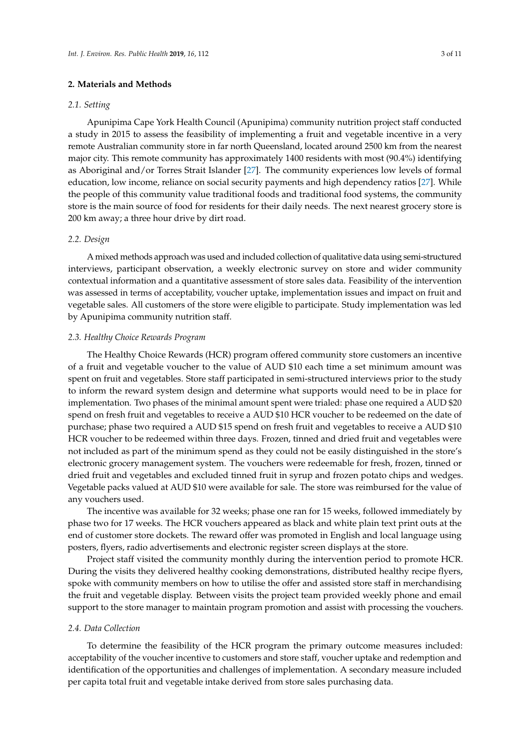## 2. Materials and Methods

### *2.1. Setting*

Apunipima Cape York Health Council (Apunipima) community nutrition project staff conducted a study in 2015 to assess the feasibility of implementing a fruit and vegetable incentive in a very remote Australian community store in far north Queensland, located around 2500 km from the nearest major city. This remote community has approximately 1400 residents with most (90.4%) identifying as Aboriginal and/or Torres Strait Islander [27]. The community experiences low levels of formal education, low income, reliance on social security payments and high dependency ratios [27]. While the people of this community value traditional foods and traditional food systems, the community store is the main source of food for residents for their daily needs. The next nearest grocery store is 200 km away; a three hour drive by dirt road.

### *2.2. Design*

A mixed methods approach was used and included collection of qualitative data using semi-structured interviews, participant observation, a weekly electronic survey on store and wider community contextual information and a quantitative assessment of store sales data. Feasibility of the intervention was assessed in terms of acceptability, voucher uptake, implementation issues and impact on fruit and vegetable sales. All customers of the store were eligible to participate. Study implementation was led by Apunipima community nutrition staff.

### *2.3. Healthy Choice Rewards Program*

The Healthy Choice Rewards (HCR) program offered community store customers an incentive of a fruit and vegetable voucher to the value of AUD $10 each time a set minimum amount was spent on fruit and vegetables. Store staff participated in semi-structured interviews prior to the study to inform the reward system design and determine what supports would need to be in place for implementation. Two phases of the minimal amount spent were trialed: phase one required a AUD $20 spend on fresh fruit and vegetables to receive a AUD $10 HCR voucher to be redeemed on the date of purchase; phase two required a AUD $15 spend on fresh fruit and vegetables to receive a AUD $10 HCR voucher to be redeemed within three days. Frozen, tinned and dried fruit and vegetables were not included as part of the minimum spend as they could not be easily distinguished in the store's electronic grocery management system. The vouchers were redeemable for fresh, frozen, tinned or dried fruit and vegetables and excluded tinned fruit in syrup and frozen potato chips and wedges. Vegetable packs valued at AUD $10 were available for sale. The store was reimbursed for the value of any vouchers used.

The incentive was available for 32 weeks; phase one ran for 15 weeks, followed immediately by phase two for 17 weeks. The HCR vouchers appeared as black and white plain text print outs at the end of customer store dockets. The reward offer was promoted in English and local language using posters, flyers, radio advertisements and electronic register screen displays at the store.

Project staff visited the community monthly during the intervention period to promote HCR. During the visits they delivered healthy cooking demonstrations, distributed healthy recipe flyers, spoke with community members on how to utilise the offer and assisted store staff in merchandising the fruit and vegetable display. Between visits the project team provided weekly phone and email support to the store manager to maintain program promotion and assist with processing the vouchers.

### *2.4. Data Collection*

To determine the feasibility of the HCR program the primary outcome measures included: acceptability of the voucher incentive to customers and store staff, voucher uptake and redemption and identification of the opportunities and challenges of implementation. A secondary measure included per capita total fruit and vegetable intake derived from store sales purchasing data.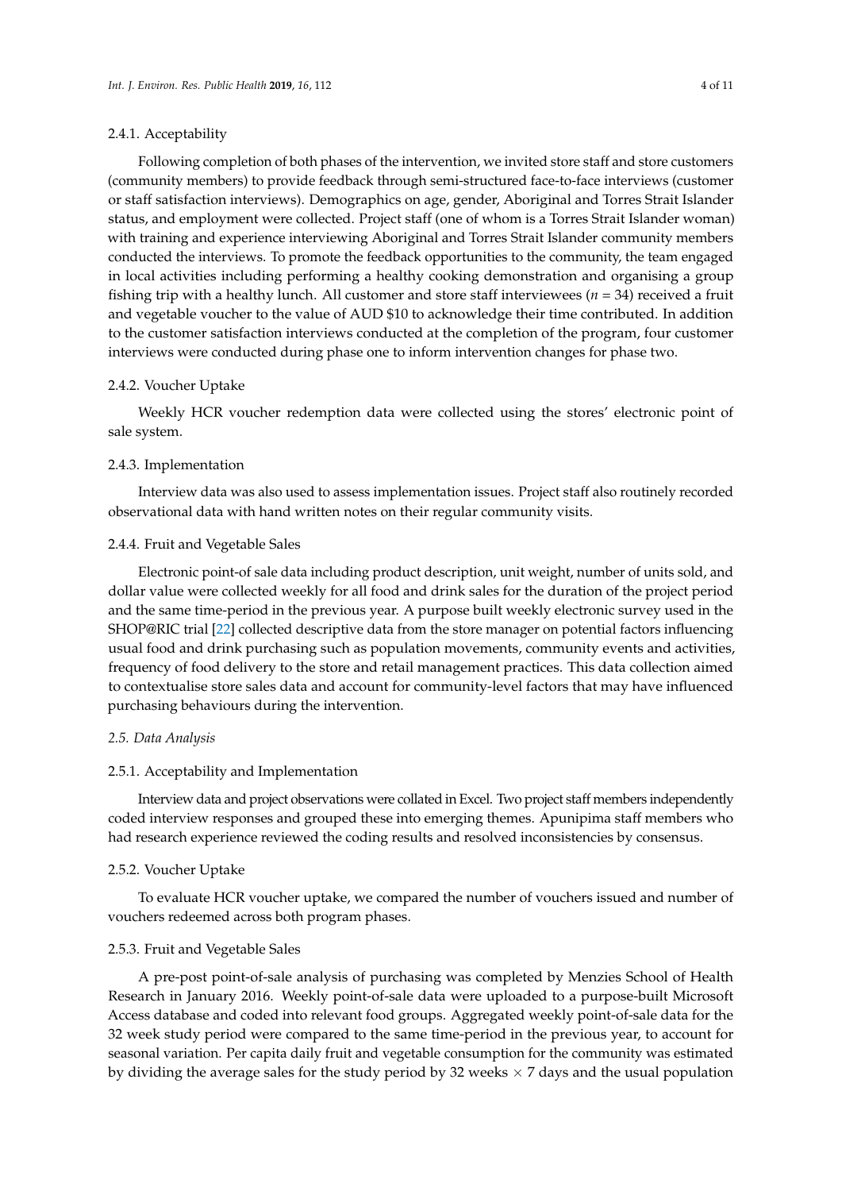#### 2.4.1. Acceptability

Following completion of both phases of the intervention, we invited store staff and store customers (community members) to provide feedback through semi-structured face-to-face interviews (customer or staff satisfaction interviews). Demographics on age, gender, Aboriginal and Torres Strait Islander status, and employment were collected. Project staff (one of whom is a Torres Strait Islander woman) with training and experience interviewing Aboriginal and Torres Strait Islander community members conducted the interviews. To promote the feedback opportunities to the community, the team engaged in local activities including performing a healthy cooking demonstration and organising a group fishing trip with a healthy lunch. All customer and store staff interviewees ($n = 34$) received a fruit and vegetable voucher to the value of AUD $10 to acknowledge their time contributed. In addition to the customer satisfaction interviews conducted at the completion of the program, four customer interviews were conducted during phase one to inform intervention changes for phase two.

#### 2.4.2. Voucher Uptake

Weekly HCR voucher redemption data were collected using the stores' electronic point of sale system.

#### 2.4.3. Implementation

Interview data was also used to assess implementation issues. Project staff also routinely recorded observational data with hand written notes on their regular community visits.

#### 2.4.4. Fruit and Vegetable Sales

Electronic point-of sale data including product description, unit weight, number of units sold, and dollar value were collected weekly for all food and drink sales for the duration of the project period and the same time-period in the previous year. A purpose built weekly electronic survey used in the SHOP@RIC trial [22] collected descriptive data from the store manager on potential factors influencing usual food and drink purchasing such as population movements, community events and activities, frequency of food delivery to the store and retail management practices. This data collection aimed to contextualise store sales data and account for community-level factors that may have influenced purchasing behaviours during the intervention.

### *2.5. Data Analysis*

#### 2.5.1. Acceptability and Implementation

Interview data and project observations were collated in Excel. Two project staff members independently coded interview responses and grouped these into emerging themes. Apunipima staff members who had research experience reviewed the coding results and resolved inconsistencies by consensus.

#### 2.5.2. Voucher Uptake

To evaluate HCR voucher uptake, we compared the number of vouchers issued and number of vouchers redeemed across both program phases.

#### 2.5.3. Fruit and Vegetable Sales

A pre-post point-of-sale analysis of purchasing was completed by Menzies School of Health Research in January 2016. Weekly point-of-sale data were uploaded to a purpose-built Microsoft Access database and coded into relevant food groups. Aggregated weekly point-of-sale data for the 32 week study period were compared to the same time-period in the previous year, to account for seasonal variation. Per capita daily fruit and vegetable consumption for the community was estimated by dividing the average sales for the study period by 32 weeks $\times$ 7 days and the usual population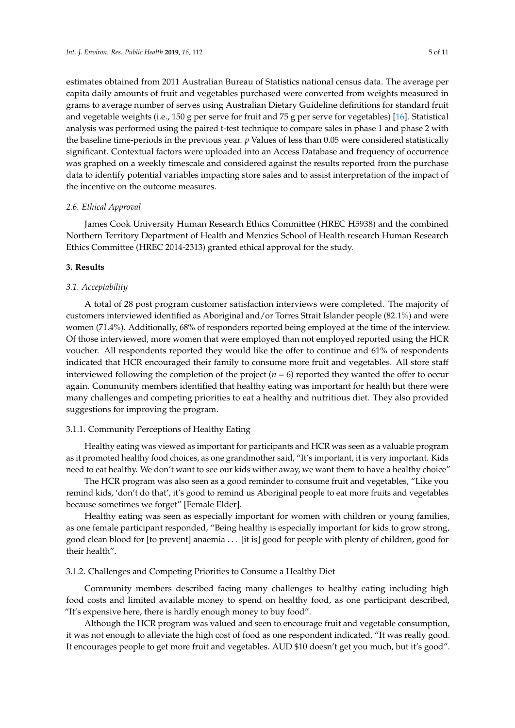estimates obtained from 2011 Australian Bureau of Statistics national census data. The average per capita daily amounts of fruit and vegetables purchased were converted from weights measured in grams to average number of serves using Australian Dietary Guideline definitions for standard fruit and vegetable weights (i.e., 150 g per serve for fruit and 75 g per serve for vegetables) [16]. Statistical analysis was performed using the paired t-test technique to compare sales in phase 1 and phase 2 with the baseline time-periods in the previous year. $p$ Values of less than 0.05 were considered statistically significant. Contextual factors were uploaded into an Access Database and frequency of occurrence was graphed on a weekly timescale and considered against the results reported from the purchase data to identify potential variables impacting store sales and to assist interpretation of the impact of the incentive on the outcome measures.

### *2.6. Ethical Approval*

James Cook University Human Research Ethics Committee (HREC H5938) and the combined Northern Territory Department of Health and Menzies School of Health research Human Research Ethics Committee (HREC 2014-2313) granted ethical approval for the study.

## 3. Results

### *3.1. Acceptability*

A total of 28 post program customer satisfaction interviews were completed. The majority of customers interviewed identified as Aboriginal and/or Torres Strait Islander people (82.1%) and were women (71.4%). Additionally, 68% of responders reported being employed at the time of the interview. Of those interviewed, more women that were employed than not employed reported using the HCR voucher. All respondents reported they would like the offer to continue and 61% of respondents indicated that HCR encouraged their family to consume more fruit and vegetables. All store staff interviewed following the completion of the project ($n = 6$) reported they wanted the offer to occur again. Community members identified that healthy eating was important for health but there were many challenges and competing priorities to eat a healthy and nutritious diet. They also provided suggestions for improving the program.

#### 3.1.1. Community Perceptions of Healthy Eating

Healthy eating was viewed as important for participants and HCR was seen as a valuable program as it promoted healthy food choices, as one grandmother said, "It's important, it is very important. Kids need to eat healthy. We don't want to see our kids wither away, we want them to have a healthy choice"

The HCR program was also seen as a good reminder to consume fruit and vegetables, "Like you remind kids, 'don't do that', it's good to remind us Aboriginal people to eat more fruits and vegetables because sometimes we forget" [Female Elder].

Healthy eating was seen as especially important for women with children or young families, as one female participant responded, "Being healthy is especially important for kids to grow strong, good clean blood for [to prevent] anaemia . . . [it is] good for people with plenty of children, good for their health".

#### 3.1.2. Challenges and Competing Priorities to Consume a Healthy Diet

Community members described facing many challenges to healthy eating including high food costs and limited available money to spend on healthy food, as one participant described, "It's expensive here, there is hardly enough money to buy food".

Although the HCR program was valued and seen to encourage fruit and vegetable consumption, it was not enough to alleviate the high cost of food as one respondent indicated, "It was really good. It encourages people to get more fruit and vegetables. AUD \$10 doesn't get you much, but it's good".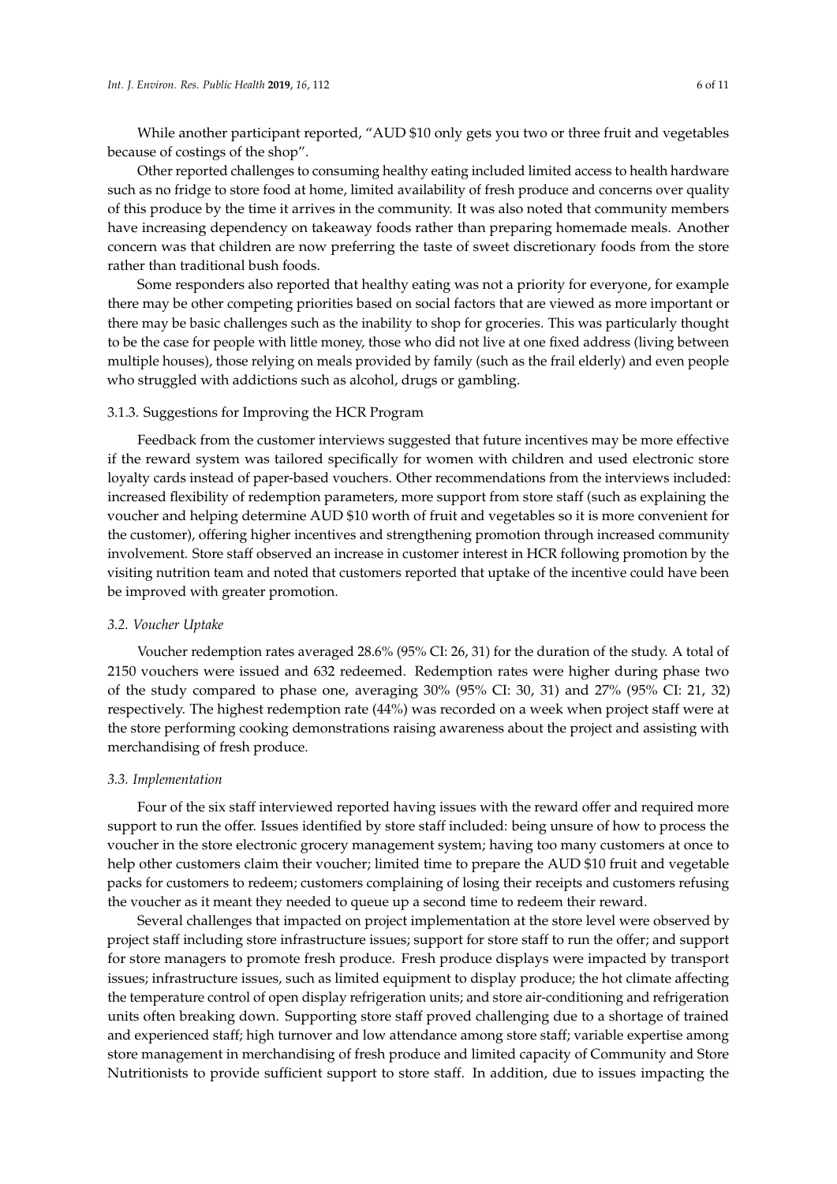While another participant reported, "AUD $10 only gets you two or three fruit and vegetables because of costings of the shop".

Other reported challenges to consuming healthy eating included limited access to health hardware such as no fridge to store food at home, limited availability of fresh produce and concerns over quality of this produce by the time it arrives in the community. It was also noted that community members have increasing dependency on takeaway foods rather than preparing homemade meals. Another concern was that children are now preferring the taste of sweet discretionary foods from the store rather than traditional bush foods.

Some responders also reported that healthy eating was not a priority for everyone, for example there may be other competing priorities based on social factors that are viewed as more important or there may be basic challenges such as the inability to shop for groceries. This was particularly thought to be the case for people with little money, those who did not live at one fixed address (living between multiple houses), those relying on meals provided by family (such as the frail elderly) and even people who struggled with addictions such as alcohol, drugs or gambling.

#### 3.1.3. Suggestions for Improving the HCR Program

Feedback from the customer interviews suggested that future incentives may be more effective if the reward system was tailored specifically for women with children and used electronic store loyalty cards instead of paper-based vouchers. Other recommendations from the interviews included: increased flexibility of redemption parameters, more support from store staff (such as explaining the voucher and helping determine AUD $10 worth of fruit and vegetables so it is more convenient for the customer), offering higher incentives and strengthening promotion through increased community involvement. Store staff observed an increase in customer interest in HCR following promotion by the visiting nutrition team and noted that customers reported that uptake of the incentive could have been be improved with greater promotion.

### *3.2. Voucher Uptake*

Voucher redemption rates averaged 28.6% (95% CI: 26, 31) for the duration of the study. A total of 2150 vouchers were issued and 632 redeemed. Redemption rates were higher during phase two of the study compared to phase one, averaging 30% (95% CI: 30, 31) and 27% (95% CI: 21, 32) respectively. The highest redemption rate (44%) was recorded on a week when project staff were at the store performing cooking demonstrations raising awareness about the project and assisting with merchandising of fresh produce.

### *3.3. Implementation*

Four of the six staff interviewed reported having issues with the reward offer and required more support to run the offer. Issues identified by store staff included: being unsure of how to process the voucher in the store electronic grocery management system; having too many customers at once to help other customers claim their voucher; limited time to prepare the AUD $10 fruit and vegetable packs for customers to redeem; customers complaining of losing their receipts and customers refusing the voucher as it meant they needed to queue up a second time to redeem their reward.

Several challenges that impacted on project implementation at the store level were observed by project staff including store infrastructure issues; support for store staff to run the offer; and support for store managers to promote fresh produce. Fresh produce displays were impacted by transport issues; infrastructure issues, such as limited equipment to display produce; the hot climate affecting the temperature control of open display refrigeration units; and store air-conditioning and refrigeration units often breaking down. Supporting store staff proved challenging due to a shortage of trained and experienced staff; high turnover and low attendance among store staff; variable expertise among store management in merchandising of fresh produce and limited capacity of Community and Store Nutritionists to provide sufficient support to store staff. In addition, due to issues impacting the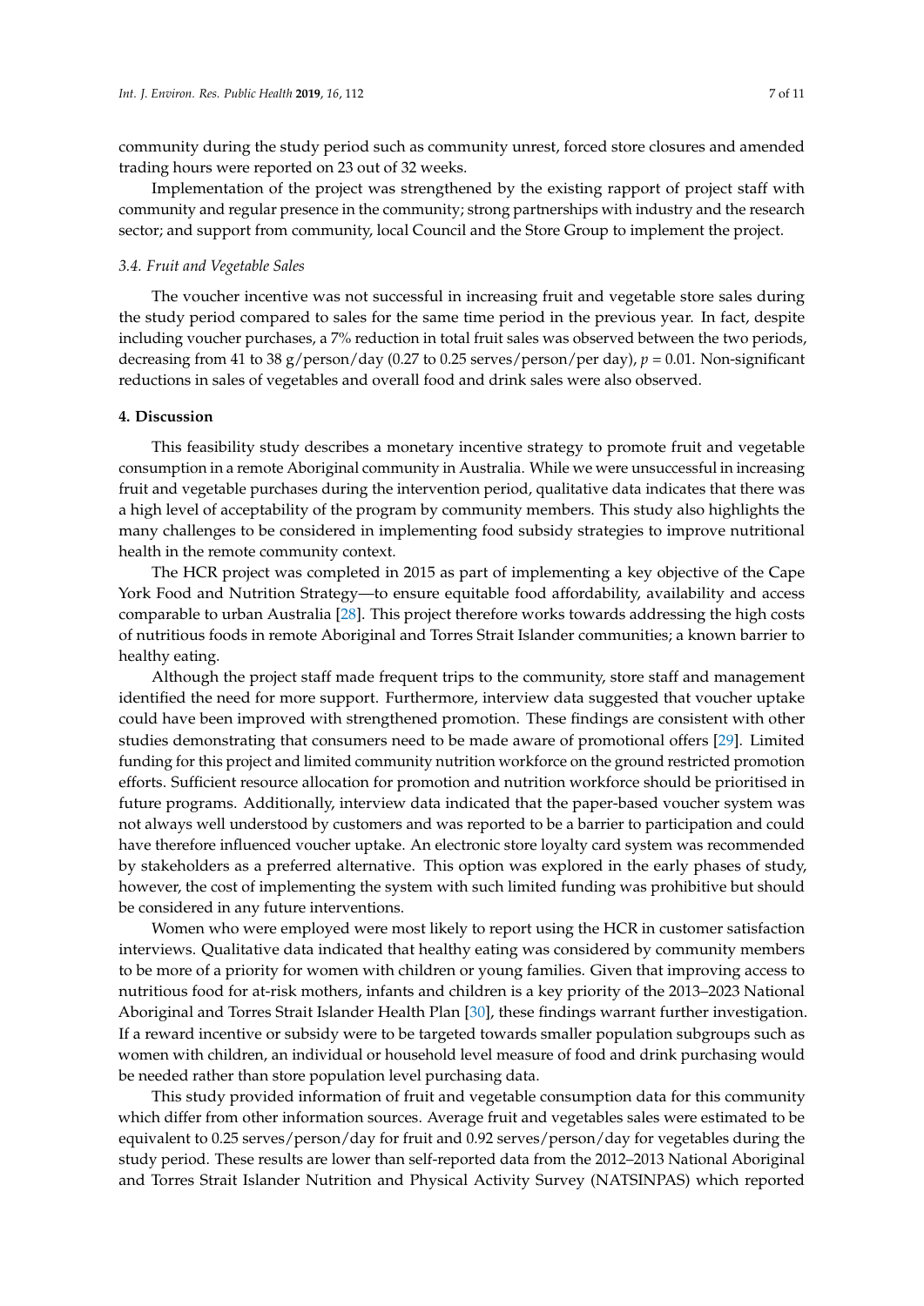community during the study period such as community unrest, forced store closures and amended trading hours were reported on 23 out of 32 weeks.

Implementation of the project was strengthened by the existing rapport of project staff with community and regular presence in the community; strong partnerships with industry and the research sector; and support from community, local Council and the Store Group to implement the project.

### *3.4. Fruit and Vegetable Sales*

The voucher incentive was not successful in increasing fruit and vegetable store sales during the study period compared to sales for the same time period in the previous year. In fact, despite including voucher purchases, a 7% reduction in total fruit sales was observed between the two periods, decreasing from 41 to 38 g/person/day (0.27 to 0.25 serves/person/per day), $p = 0.01$. Non-significant reductions in sales of vegetables and overall food and drink sales were also observed.

## **4. Discussion**

This feasibility study describes a monetary incentive strategy to promote fruit and vegetable consumption in a remote Aboriginal community in Australia. While we were unsuccessful in increasing fruit and vegetable purchases during the intervention period, qualitative data indicates that there was a high level of acceptability of the program by community members. This study also highlights the many challenges to be considered in implementing food subsidy strategies to improve nutritional health in the remote community context.

The HCR project was completed in 2015 as part of implementing a key objective of the Cape York Food and Nutrition Strategy—to ensure equitable food affordability, availability and access comparable to urban Australia [28]. This project therefore works towards addressing the high costs of nutritious foods in remote Aboriginal and Torres Strait Islander communities; a known barrier to healthy eating.

Although the project staff made frequent trips to the community, store staff and management identified the need for more support. Furthermore, interview data suggested that voucher uptake could have been improved with strengthened promotion. These findings are consistent with other studies demonstrating that consumers need to be made aware of promotional offers [29]. Limited funding for this project and limited community nutrition workforce on the ground restricted promotion efforts. Sufficient resource allocation for promotion and nutrition workforce should be prioritised in future programs. Additionally, interview data indicated that the paper-based voucher system was not always well understood by customers and was reported to be a barrier to participation and could have therefore influenced voucher uptake. An electronic store loyalty card system was recommended by stakeholders as a preferred alternative. This option was explored in the early phases of study, however, the cost of implementing the system with such limited funding was prohibitive but should be considered in any future interventions.

Women who were employed were most likely to report using the HCR in customer satisfaction interviews. Qualitative data indicated that healthy eating was considered by community members to be more of a priority for women with children or young families. Given that improving access to nutritious food for at-risk mothers, infants and children is a key priority of the 2013–2023 National Aboriginal and Torres Strait Islander Health Plan [30], these findings warrant further investigation. If a reward incentive or subsidy were to be targeted towards smaller population subgroups such as women with children, an individual or household level measure of food and drink purchasing would be needed rather than store population level purchasing data.

This study provided information of fruit and vegetable consumption data for this community which differ from other information sources. Average fruit and vegetables sales were estimated to be equivalent to 0.25 serves/person/day for fruit and 0.92 serves/person/day for vegetables during the study period. These results are lower than self-reported data from the 2012–2013 National Aboriginal and Torres Strait Islander Nutrition and Physical Activity Survey (NATSINPAS) which reported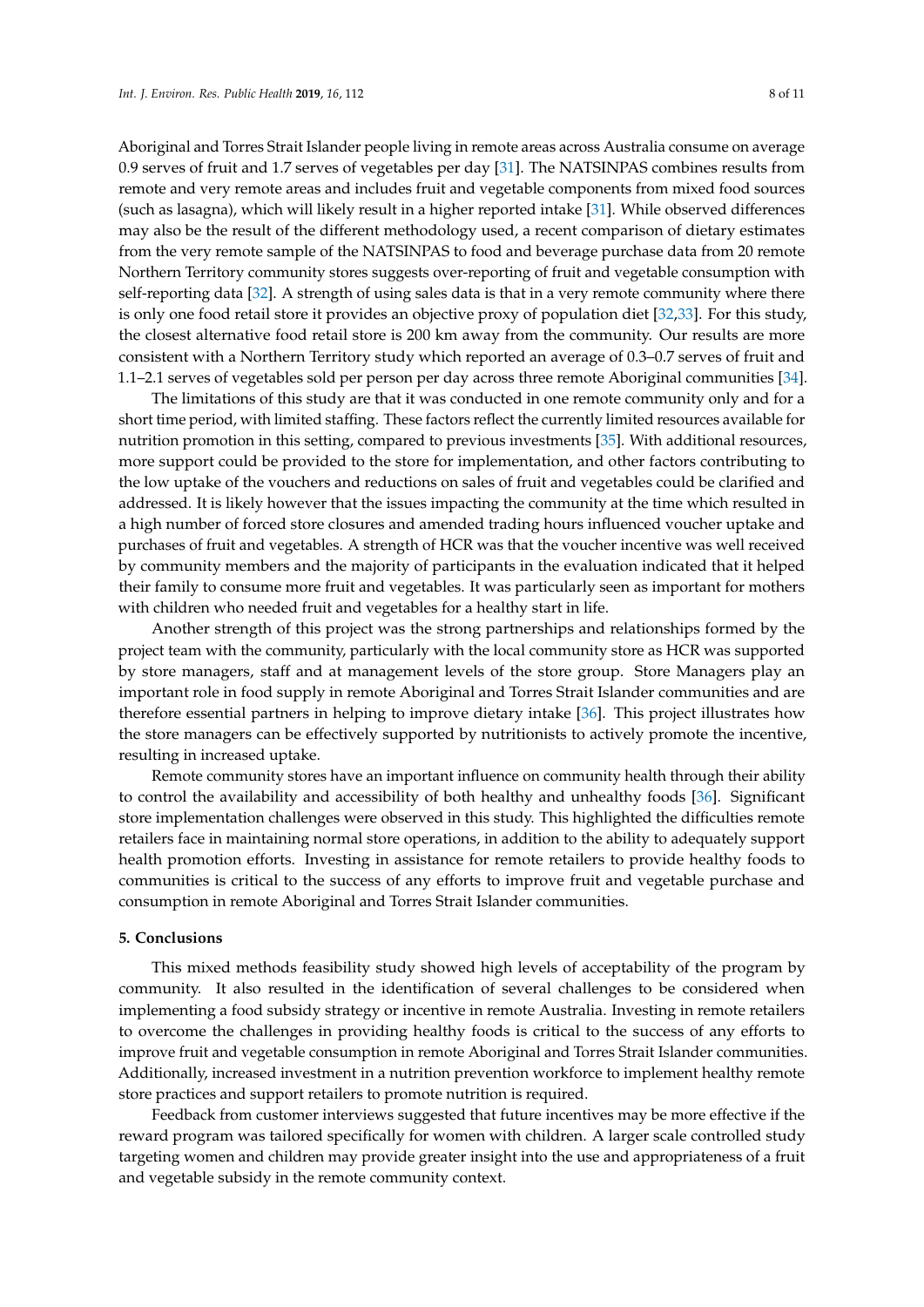Aboriginal and Torres Strait Islander people living in remote areas across Australia consume on average 0.9 serves of fruit and 1.7 serves of vegetables per day [31]. The NATSINPAS combines results from remote and very remote areas and includes fruit and vegetable components from mixed food sources (such as lasagna), which will likely result in a higher reported intake [31]. While observed differences may also be the result of the different methodology used, a recent comparison of dietary estimates from the very remote sample of the NATSINPAS to food and beverage purchase data from 20 remote Northern Territory community stores suggests over-reporting of fruit and vegetable consumption with self-reporting data [32]. A strength of using sales data is that in a very remote community where there is only one food retail store it provides an objective proxy of population diet [32,33]. For this study, the closest alternative food retail store is 200 km away from the community. Our results are more consistent with a Northern Territory study which reported an average of 0.3–0.7 serves of fruit and 1.1–2.1 serves of vegetables sold per person per day across three remote Aboriginal communities [34].

The limitations of this study are that it was conducted in one remote community only and for a short time period, with limited staffing. These factors reflect the currently limited resources available for nutrition promotion in this setting, compared to previous investments [35]. With additional resources, more support could be provided to the store for implementation, and other factors contributing to the low uptake of the vouchers and reductions on sales of fruit and vegetables could be clarified and addressed. It is likely however that the issues impacting the community at the time which resulted in a high number of forced store closures and amended trading hours influenced voucher uptake and purchases of fruit and vegetables. A strength of HCR was that the voucher incentive was well received by community members and the majority of participants in the evaluation indicated that it helped their family to consume more fruit and vegetables. It was particularly seen as important for mothers with children who needed fruit and vegetables for a healthy start in life.

Another strength of this project was the strong partnerships and relationships formed by the project team with the community, particularly with the local community store as HCR was supported by store managers, staff and at management levels of the store group. Store Managers play an important role in food supply in remote Aboriginal and Torres Strait Islander communities and are therefore essential partners in helping to improve dietary intake [36]. This project illustrates how the store managers can be effectively supported by nutritionists to actively promote the incentive, resulting in increased uptake.

Remote community stores have an important influence on community health through their ability to control the availability and accessibility of both healthy and unhealthy foods [36]. Significant store implementation challenges were observed in this study. This highlighted the difficulties remote retailers face in maintaining normal store operations, in addition to the ability to adequately support health promotion efforts. Investing in assistance for remote retailers to provide healthy foods to communities is critical to the success of any efforts to improve fruit and vegetable purchase and consumption in remote Aboriginal and Torres Strait Islander communities.

## 5. Conclusions

This mixed methods feasibility study showed high levels of acceptability of the program by community. It also resulted in the identification of several challenges to be considered when implementing a food subsidy strategy or incentive in remote Australia. Investing in remote retailers to overcome the challenges in providing healthy foods is critical to the success of any efforts to improve fruit and vegetable consumption in remote Aboriginal and Torres Strait Islander communities. Additionally, increased investment in a nutrition prevention workforce to implement healthy remote store practices and support retailers to promote nutrition is required.

Feedback from customer interviews suggested that future incentives may be more effective if the reward program was tailored specifically for women with children. A larger scale controlled study targeting women and children may provide greater insight into the use and appropriateness of a fruit and vegetable subsidy in the remote community context.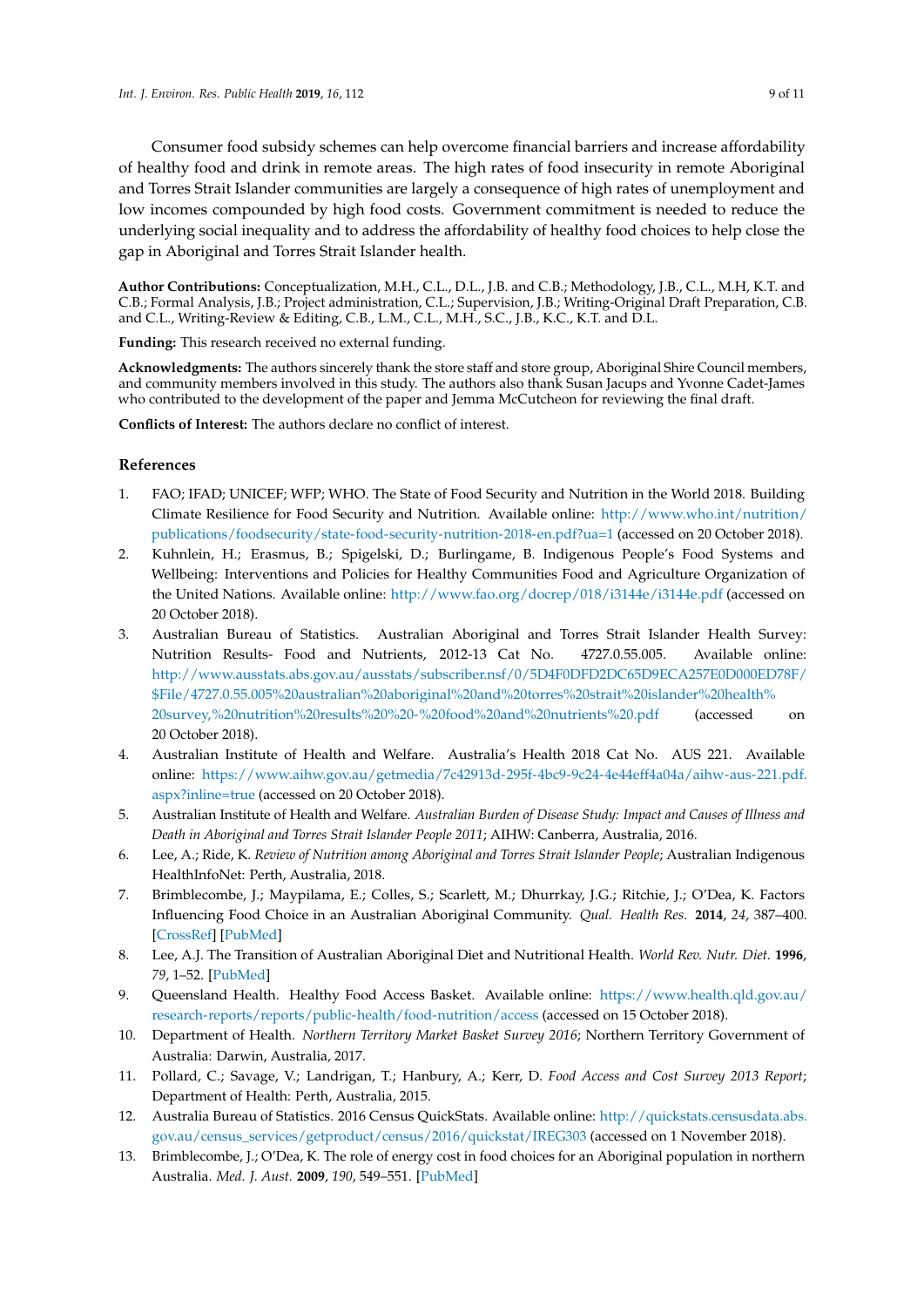Consumer food subsidy schemes can help overcome financial barriers and increase affordability of healthy food and drink in remote areas. The high rates of food insecurity in remote Aboriginal and Torres Strait Islander communities are largely a consequence of high rates of unemployment and low incomes compounded by high food costs. Government commitment is needed to reduce the underlying social inequality and to address the affordability of healthy food choices to help close the gap in Aboriginal and Torres Strait Islander health.

**Author Contributions:** Conceptualization, M.H., C.L., D.L., J.B. and C.B.; Methodology, J.B., C.L., M.H, K.T. and C.B.; Formal Analysis, J.B.; Project administration, C.L.; Supervision, J.B.; Writing-Original Draft Preparation, C.B. and C.L., Writing-Review & Editing, C.B., L.M., C.L., M.H., S.C., J.B., K.C., K.T. and D.L.

**Funding:** This research received no external funding.

**Acknowledgments:** The authors sincerely thank the store staff and store group, Aboriginal Shire Council members, and community members involved in this study. The authors also thank Susan Jacups and Yvonne Cadet-James who contributed to the development of the paper and Jemma McCutcheon for reviewing the final draft.

**Conflicts of Interest:** The authors declare no conflict of interest.

## References

1. FAO; IFAD; UNICEF; WFP; WHO. The State of Food Security and Nutrition in the World 2018. Building Climate Resilience for Food Security and Nutrition. Available online: http://www.who.int/nutrition/publications/foodsecurity/state-food-security-nutrition-2018-en.pdf?ua=1 (accessed on 20 October 2018).
2. Kuhnlein, H.; Erasmus, B.; Spigelski, D.; Burlingame, B. Indigenous People's Food Systems and Wellbeing: Interventions and Policies for Healthy Communities Food and Agriculture Organization of the United Nations. Available online: http://www.fao.org/docrep/018/i3144e/i3144e.pdf (accessed on 20 October 2018).
3. Australian Bureau of Statistics. Australian Aboriginal and Torres Strait Islander Health Survey: Nutrition Results- Food and Nutrients, 2012-13 Cat No. 4727.0.55.005. Available online: http://www.ausstats.abs.gov.au/ausstats/subscriber.nsf/0/5D4F0DFD2DC65D9ECA257E0D000ED78F/$File/4727.0.55.005%20australian%20aboriginal%20and%20torres%20strait%20islander%20health%20survey,%20nutrition%20results%20%20-%20food%20and%20nutrients%20.pdf (accessed on 20 October 2018).
4. Australian Institute of Health and Welfare. Australia's Health 2018 Cat No. AUS 221. Available online: https://www.aihw.gov.au/getmedia/7c42913d-295f-4bc9-9c24-4e44eff4a04a/aihw-aus-221.pdf.aspx?inline=true (accessed on 20 October 2018).
5. Australian Institute of Health and Welfare. *Australian Burden of Disease Study: Impact and Causes of Illness and Death in Aboriginal and Torres Strait Islander People 2011*; AIHW: Canberra, Australia, 2016.
6. Lee, A.; Ride, K. *Review of Nutrition among Aboriginal and Torres Strait Islander People*; Australian Indigenous HealthInfoNet: Perth, Australia, 2018.
7. Brimblecombe, J.; Maypilama, E.; Colles, S.; Scarlett, M.; Dhurrkay, J.G.; Ritchie, J.; O'Dea, K. Factors Influencing Food Choice in an Australian Aboriginal Community. *Qual. Health Res.* **2014**, *24*, 387–400. [CrossRef] [PubMed]
8. Lee, A.J. The Transition of Australian Aboriginal Diet and Nutritional Health. *World Rev. Nutr. Diet.* **1996**, *79*, 1–52. [PubMed]
9. Queensland Health. Healthy Food Access Basket. Available online: https://www.health.qld.gov.au/research-reports/reports/public-health/food-nutrition/access (accessed on 15 October 2018).
10. Department of Health. *Northern Territory Market Basket Survey 2016*; Northern Territory Government of Australia: Darwin, Australia, 2017.
11. Pollard, C.; Savage, V.; Landrigan, T.; Hanbury, A.; Kerr, D. *Food Access and Cost Survey 2013 Report*; Department of Health: Perth, Australia, 2015.
12. Australia Bureau of Statistics. 2016 Census QuickStats. Available online: http://quickstats.censusdata.abs.gov.au/census_services/getproduct/census/2016/quickstat/IREG303 (accessed on 1 November 2018).
13. Brimblecombe, J.; O'Dea, K. The role of energy cost in food choices for an Aboriginal population in northern Australia. *Med. J. Aust.* **2009**, *190*, 549–551. [PubMed]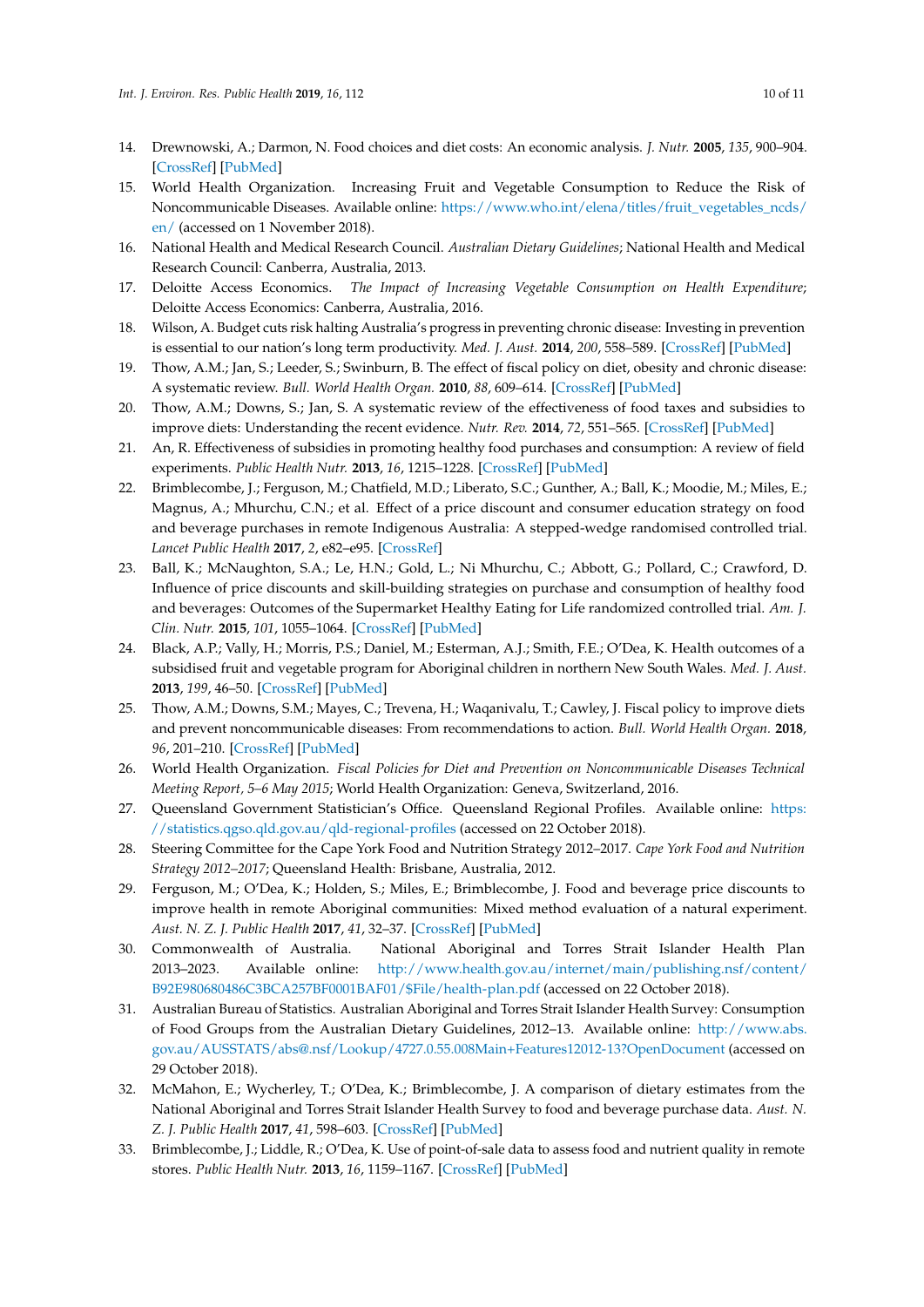14. Drewnowski, A.; Darmon, N. Food choices and diet costs: An economic analysis. *J. Nutr.* **2005**, *135*, 900–904. [CrossRef] [PubMed]
15. World Health Organization. Increasing Fruit and Vegetable Consumption to Reduce the Risk of Noncommunicable Diseases. Available online: https://www.who.int/elena/titles/fruit_vegetables_ncds/en/ (accessed on 1 November 2018).
16. National Health and Medical Research Council. *Australian Dietary Guidelines*; National Health and Medical Research Council: Canberra, Australia, 2013.
17. Deloitte Access Economics. *The Impact of Increasing Vegetable Consumption on Health Expenditure*; Deloitte Access Economics: Canberra, Australia, 2016.
18. Wilson, A. Budget cuts risk halting Australia's progress in preventing chronic disease: Investing in prevention is essential to our nation's long term productivity. *Med. J. Aust.* **2014**, *200*, 558–589. [CrossRef] [PubMed]
19. Thow, A.M.; Jan, S.; Leeder, S.; Swinburn, B. The effect of fiscal policy on diet, obesity and chronic disease: A systematic review. *Bull. World Health Organ.* **2010**, *88*, 609–614. [CrossRef] [PubMed]
20. Thow, A.M.; Downs, S.; Jan, S. A systematic review of the effectiveness of food taxes and subsidies to improve diets: Understanding the recent evidence. *Nutr. Rev.* **2014**, *72*, 551–565. [CrossRef] [PubMed]
21. An, R. Effectiveness of subsidies in promoting healthy food purchases and consumption: A review of field experiments. *Public Health Nutr.* **2013**, *16*, 1215–1228. [CrossRef] [PubMed]
22. Brimblecombe, J.; Ferguson, M.; Chatfield, M.D.; Liberato, S.C.; Gunther, A.; Ball, K.; Moodie, M.; Miles, E.; Magnus, A.; Mhurchu, C.N.; et al. Effect of a price discount and consumer education strategy on food and beverage purchases in remote Indigenous Australia: A stepped-wedge randomised controlled trial. *Lancet Public Health* **2017**, *2*, e82–e95. [CrossRef]
23. Ball, K.; McNaughton, S.A.; Le, H.N.; Gold, L.; Ni Mhurchu, C.; Abbott, G.; Pollard, C.; Crawford, D. Influence of price discounts and skill-building strategies on purchase and consumption of healthy food and beverages: Outcomes of the Supermarket Healthy Eating for Life randomized controlled trial. *Am. J. Clin. Nutr.* **2015**, *101*, 1055–1064. [CrossRef] [PubMed]
24. Black, A.P.; Vally, H.; Morris, P.S.; Daniel, M.; Esterman, A.J.; Smith, F.E.; O'Dea, K. Health outcomes of a subsidised fruit and vegetable program for Aboriginal children in northern New South Wales. *Med. J. Aust.* **2013**, *199*, 46–50. [CrossRef] [PubMed]
25. Thow, A.M.; Downs, S.M.; Mayes, C.; Trevena, H.; Waqanivalu, T.; Cawley, J. Fiscal policy to improve diets and prevent noncommunicable diseases: From recommendations to action. *Bull. World Health Organ.* **2018**, *96*, 201–210. [CrossRef] [PubMed]
26. World Health Organization. *Fiscal Policies for Diet and Prevention on Noncommunicable Diseases Technical Meeting Report, 5–6 May 2015*; World Health Organization: Geneva, Switzerland, 2016.
27. Queensland Government Statistician's Office. Queensland Regional Profiles. Available online: https://statistics.qgso.qld.gov.au/qld-regional-profiles (accessed on 22 October 2018).
28. Steering Committee for the Cape York Food and Nutrition Strategy 2012–2017. *Cape York Food and Nutrition Strategy 2012–2017*; Queensland Health: Brisbane, Australia, 2012.
29. Ferguson, M.; O'Dea, K.; Holden, S.; Miles, E.; Brimblecombe, J. Food and beverage price discounts to improve health in remote Aboriginal communities: Mixed method evaluation of a natural experiment. *Aust. N. Z. J. Public Health* **2017**, *41*, 32–37. [CrossRef] [PubMed]
30. Commonwealth of Australia. National Aboriginal and Torres Strait Islander Health Plan 2013–2023. Available online: http://www.health.gov.au/internet/main/publishing.nsf/content/B92E980680486C3BCA257BF0001BAF01/$File/health-plan.pdf (accessed on 22 October 2018).
31. Australian Bureau of Statistics. Australian Aboriginal and Torres Strait Islander Health Survey: Consumption of Food Groups from the Australian Dietary Guidelines, 2012–13. Available online: http://www.abs.gov.au/AUSSTATS/abs@.nsf/Lookup/4727.0.55.008Main+Features12012-13?OpenDocument (accessed on 29 October 2018).
32. McMahon, E.; Wycherley, T.; O'Dea, K.; Brimblecombe, J. A comparison of dietary estimates from the National Aboriginal and Torres Strait Islander Health Survey to food and beverage purchase data. *Aust. N. Z. J. Public Health* **2017**, *41*, 598–603. [CrossRef] [PubMed]
33. Brimblecombe, J.; Liddle, R.; O'Dea, K. Use of point-of-sale data to assess food and nutrient quality in remote stores. *Public Health Nutr.* **2013**, *16*, 1159–1167. [CrossRef] [PubMed]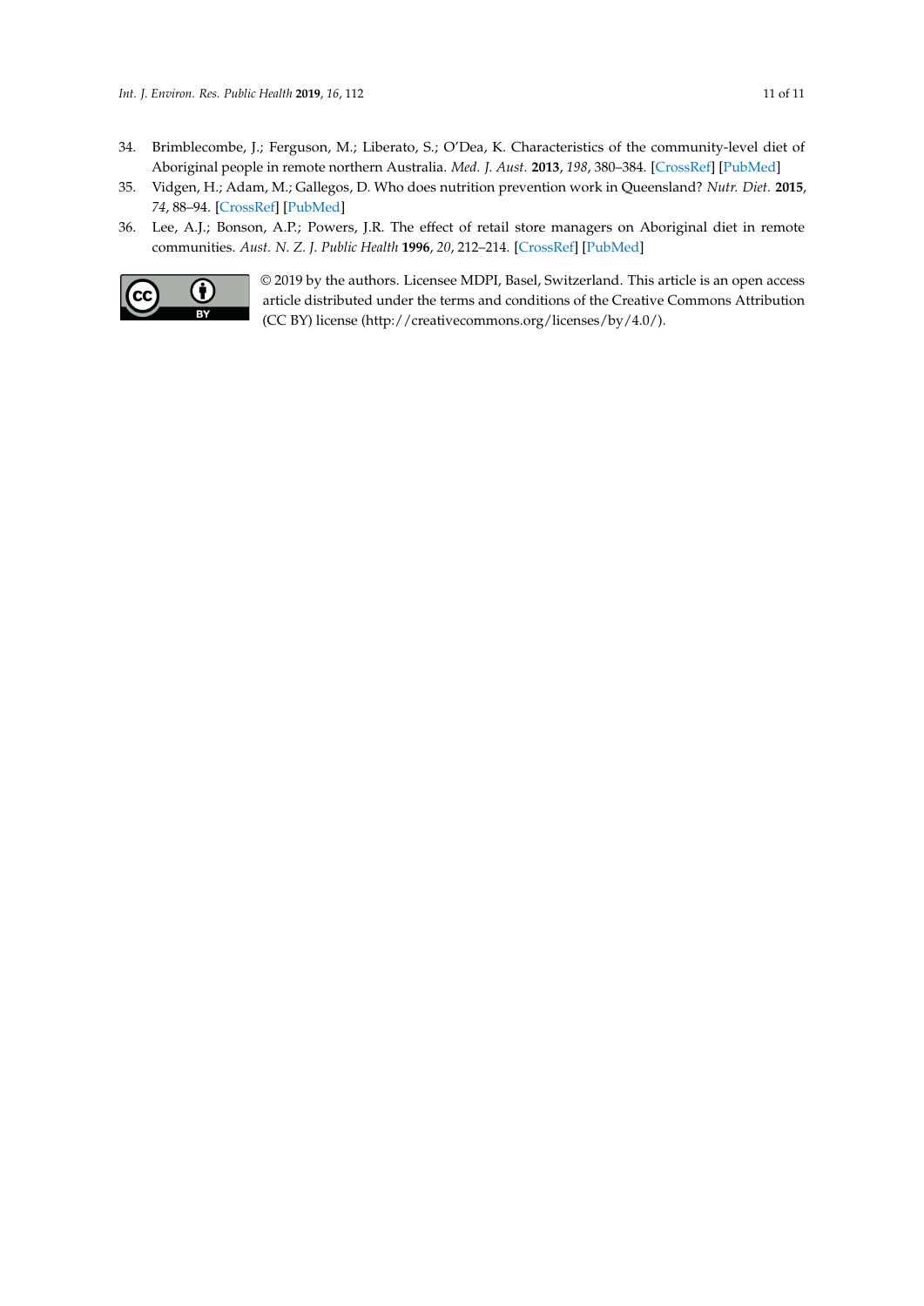34. Brimblecombe, J.; Ferguson, M.; Liberato, S.; O'Dea, K. Characteristics of the community-level diet of Aboriginal people in remote northern Australia. *Med. J. Aust.* **2013**, *198*, 380–384. [CrossRef] [PubMed]
35. Vidgen, H.; Adam, M.; Gallegos, D. Who does nutrition prevention work in Queensland? *Nutr. Diet.* **2015**, *74*, 88–94. [CrossRef] [PubMed]
36. Lee, A.J.; Bonson, A.P.; Powers, J.R. The effect of retail store managers on Aboriginal diet in remote communities. *Aust. N. Z. J. Public Health* **1996**, *20*, 212–214. [CrossRef] [PubMed]

© 2019 by the authors. Licensee MDPI, Basel, Switzerland. This article is an open access article distributed under the terms and conditions of the Creative Commons Attribution (CC BY) license (http://creativecommons.org/licenses/by/4.0/).